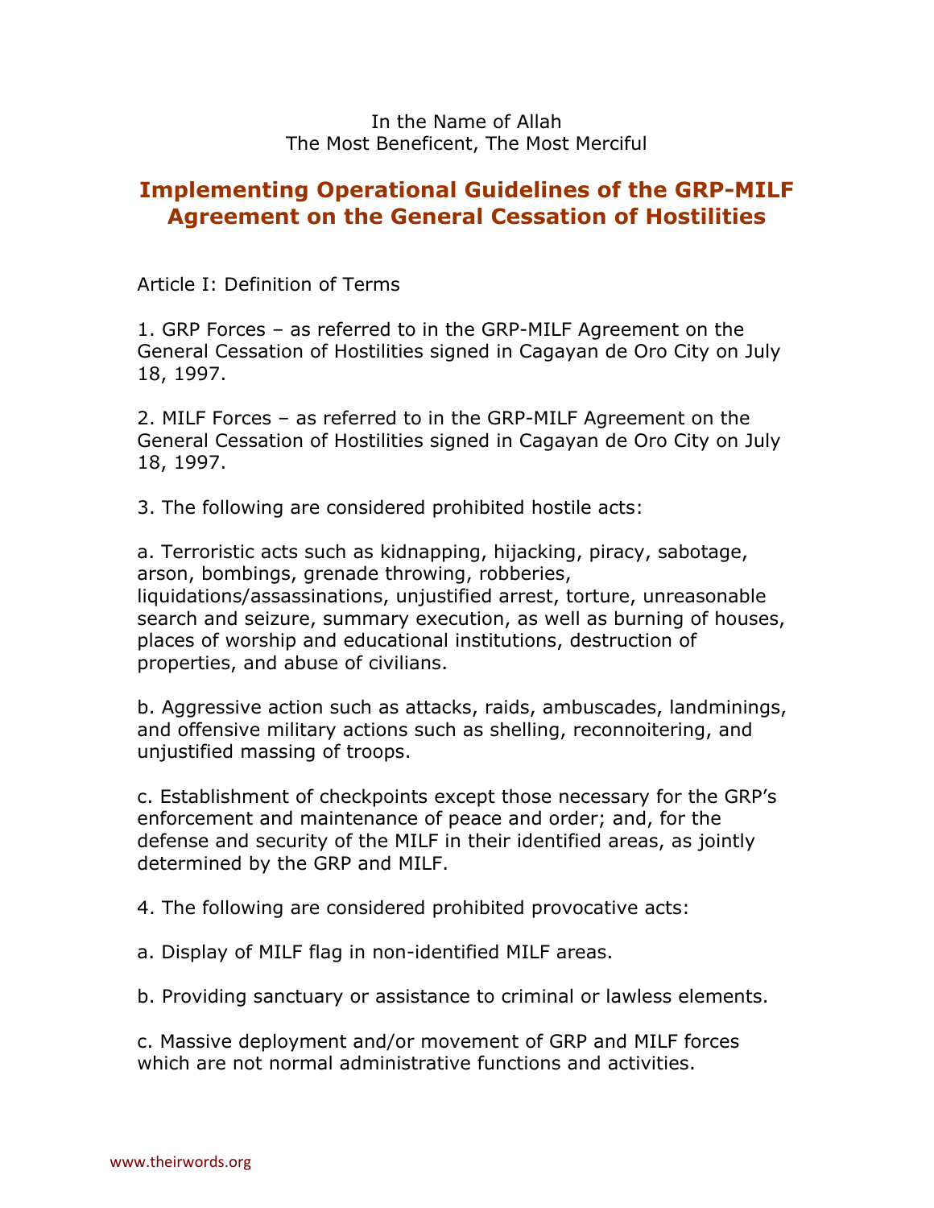In the Name of Allah
The Most Beneficent, The Most Merciful

# Implementing Operational Guidelines of the GRP-MILF Agreement on the General Cessation of Hostilities

Article I: Definition of Terms

1. GRP Forces – as referred to in the GRP-MILF Agreement on the General Cessation of Hostilities signed in Cagayan de Oro City on July 18, 1997.

2. MILF Forces – as referred to in the GRP-MILF Agreement on the General Cessation of Hostilities signed in Cagayan de Oro City on July 18, 1997.

3. The following are considered prohibited hostile acts:

a. Terroristic acts such as kidnapping, hijacking, piracy, sabotage, arson, bombings, grenade throwing, robberies, liquidations/assassinations, unjustified arrest, torture, unreasonable search and seizure, summary execution, as well as burning of houses, places of worship and educational institutions, destruction of properties, and abuse of civilians.

b. Aggressive action such as attacks, raids, ambuscades, landminings, and offensive military actions such as shelling, reconnoitering, and unjustified massing of troops.

c. Establishment of checkpoints except those necessary for the GRP's enforcement and maintenance of peace and order; and, for the defense and security of the MILF in their identified areas, as jointly determined by the GRP and MILF.

4. The following are considered prohibited provocative acts:

a. Display of MILF flag in non-identified MILF areas.

b. Providing sanctuary or assistance to criminal or lawless elements.

c. Massive deployment and/or movement of GRP and MILF forces which are not normal administrative functions and activities.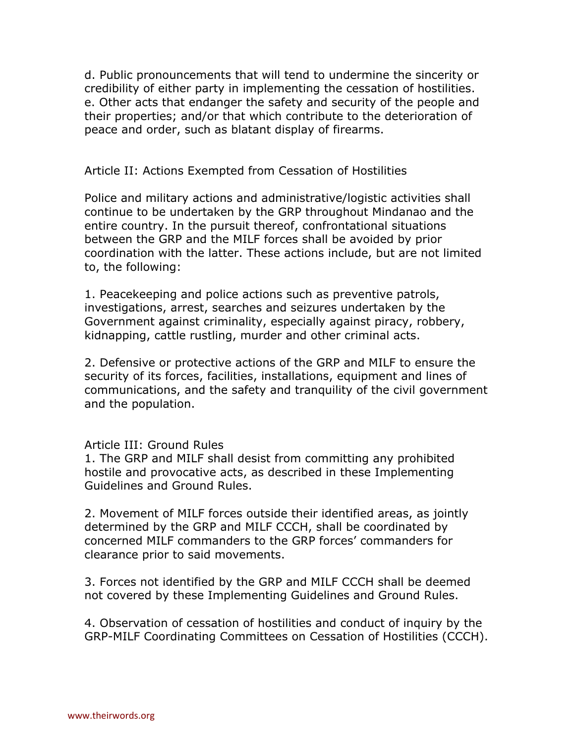d. Public pronouncements that will tend to undermine the sincerity or credibility of either party in implementing the cessation of hostilities.
e. Other acts that endanger the safety and security of the people and their properties; and/or that which contribute to the deterioration of peace and order, such as blatant display of firearms.

## Article II: Actions Exempted from Cessation of Hostilities

Police and military actions and administrative/logistic activities shall continue to be undertaken by the GRP throughout Mindanao and the entire country. In the pursuit thereof, confrontational situations between the GRP and the MILF forces shall be avoided by prior coordination with the latter. These actions include, but are not limited to, the following:

1. Peacekeeping and police actions such as preventive patrols, investigations, arrest, searches and seizures undertaken by the Government against criminality, especially against piracy, robbery, kidnapping, cattle rustling, murder and other criminal acts.

2. Defensive or protective actions of the GRP and MILF to ensure the security of its forces, facilities, installations, equipment and lines of communications, and the safety and tranquility of the civil government and the population.

## Article III: Ground Rules

1. The GRP and MILF shall desist from committing any prohibited hostile and provocative acts, as described in these Implementing Guidelines and Ground Rules.

2. Movement of MILF forces outside their identified areas, as jointly determined by the GRP and MILF CCCH, shall be coordinated by concerned MILF commanders to the GRP forces' commanders for clearance prior to said movements.

3. Forces not identified by the GRP and MILF CCCH shall be deemed not covered by these Implementing Guidelines and Ground Rules.

4. Observation of cessation of hostilities and conduct of inquiry by the GRP-MILF Coordinating Committees on Cessation of Hostilities (CCCH).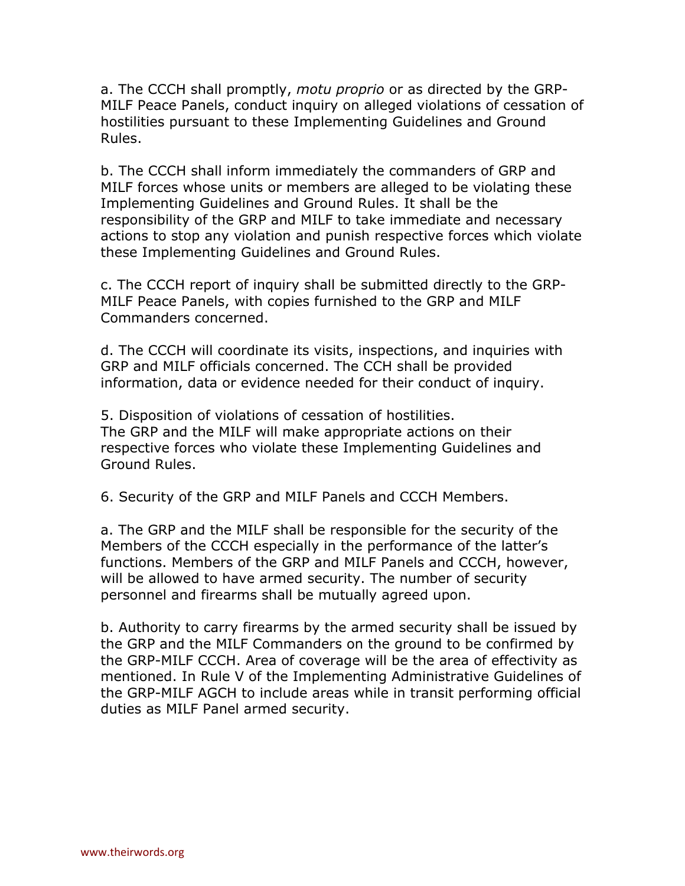a. The CCCH shall promptly, *motu proprio* or as directed by the GRP-MILF Peace Panels, conduct inquiry on alleged violations of cessation of hostilities pursuant to these Implementing Guidelines and Ground Rules.

b. The CCCH shall inform immediately the commanders of GRP and MILF forces whose units or members are alleged to be violating these Implementing Guidelines and Ground Rules. It shall be the responsibility of the GRP and MILF to take immediate and necessary actions to stop any violation and punish respective forces which violate these Implementing Guidelines and Ground Rules.

c. The CCCH report of inquiry shall be submitted directly to the GRP-MILF Peace Panels, with copies furnished to the GRP and MILF Commanders concerned.

d. The CCCH will coordinate its visits, inspections, and inquiries with GRP and MILF officials concerned. The CCH shall be provided information, data or evidence needed for their conduct of inquiry.

5. Disposition of violations of cessation of hostilities.
The GRP and the MILF will make appropriate actions on their respective forces who violate these Implementing Guidelines and Ground Rules.

6. Security of the GRP and MILF Panels and CCCH Members.

a. The GRP and the MILF shall be responsible for the security of the Members of the CCCH especially in the performance of the latter's functions. Members of the GRP and MILF Panels and CCCH, however, will be allowed to have armed security. The number of security personnel and firearms shall be mutually agreed upon.

b. Authority to carry firearms by the armed security shall be issued by the GRP and the MILF Commanders on the ground to be confirmed by the GRP-MILF CCCH. Area of coverage will be the area of effectivity as mentioned. In Rule V of the Implementing Administrative Guidelines of the GRP-MILF AGCH to include areas while in transit performing official duties as MILF Panel armed security.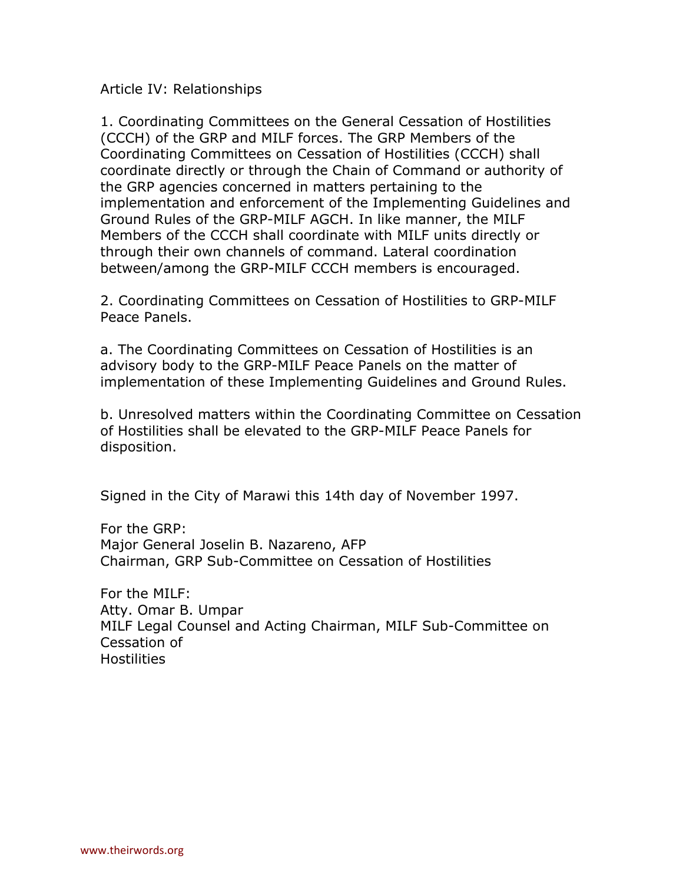## Article IV: Relationships

1. Coordinating Committees on the General Cessation of Hostilities (CCCH) of the GRP and MILF forces. The GRP Members of the Coordinating Committees on Cessation of Hostilities (CCCH) shall coordinate directly or through the Chain of Command or authority of the GRP agencies concerned in matters pertaining to the implementation and enforcement of the Implementing Guidelines and Ground Rules of the GRP-MILF AGCH. In like manner, the MILF Members of the CCCH shall coordinate with MILF units directly or through their own channels of command. Lateral coordination between/among the GRP-MILF CCCH members is encouraged.

2. Coordinating Committees on Cessation of Hostilities to GRP-MILF Peace Panels.

a. The Coordinating Committees on Cessation of Hostilities is an advisory body to the GRP-MILF Peace Panels on the matter of implementation of these Implementing Guidelines and Ground Rules.

b. Unresolved matters within the Coordinating Committee on Cessation of Hostilities shall be elevated to the GRP-MILF Peace Panels for disposition.

Signed in the City of Marawi this 14th day of November 1997.

For the GRP:
Major General Joselin B. Nazareno, AFP
Chairman, GRP Sub-Committee on Cessation of Hostilities

For the MILF:
Atty. Omar B. Umpar
MILF Legal Counsel and Acting Chairman, MILF Sub-Committee on Cessation of
Hostilities